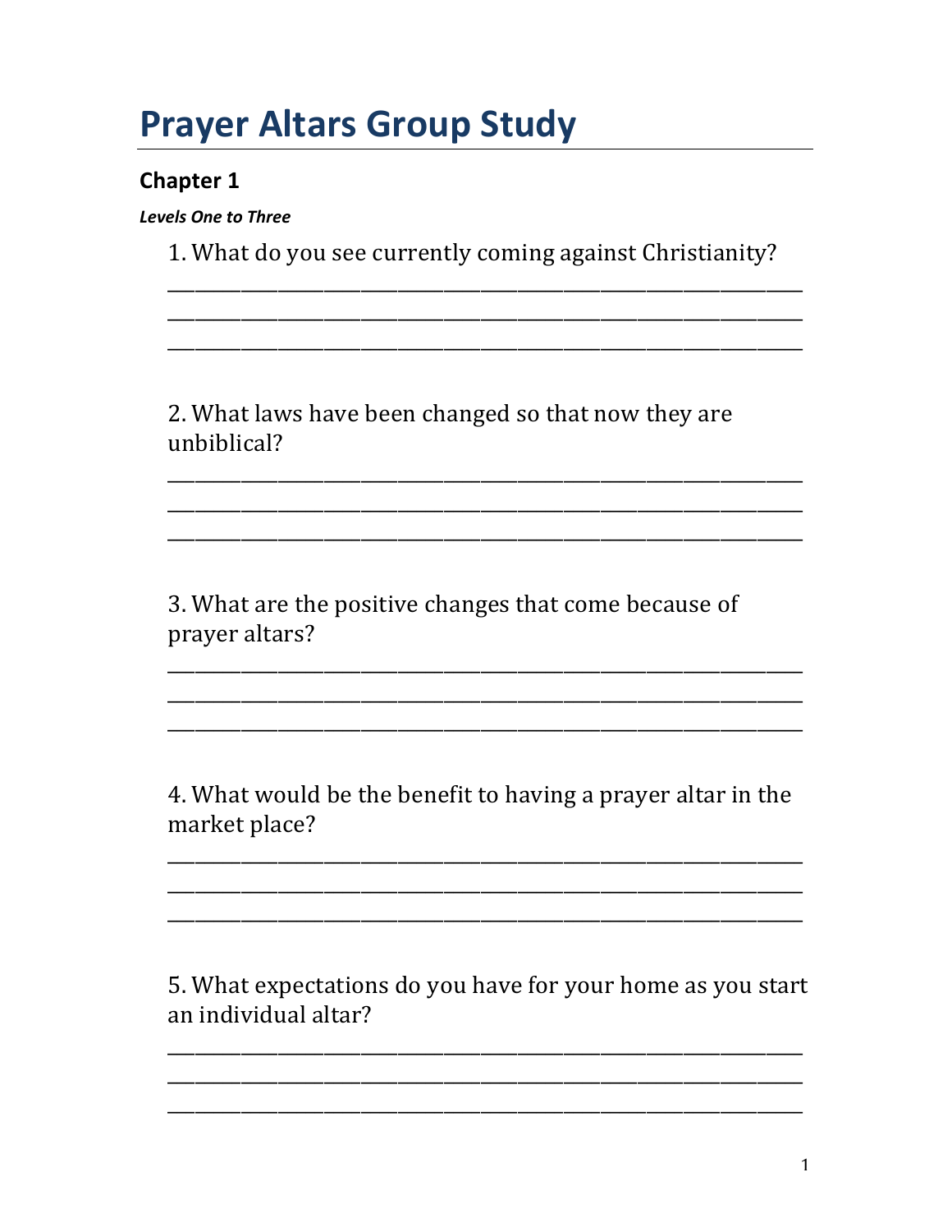# Prayer Altars Group Study

### Chapter 1

***Levels One to Three***

1. What do you see currently coming against Christianity?

______________________________________________________________
______________________________________________________________
______________________________________________________________

2. What laws have been changed so that now they are unbiblical?

______________________________________________________________
______________________________________________________________
______________________________________________________________

3. What are the positive changes that come because of prayer altars?

______________________________________________________________
______________________________________________________________
______________________________________________________________

4. What would be the benefit to having a prayer altar in the market place?

______________________________________________________________
______________________________________________________________
______________________________________________________________

5. What expectations do you have for your home as you start an individual altar?

______________________________________________________________
______________________________________________________________
______________________________________________________________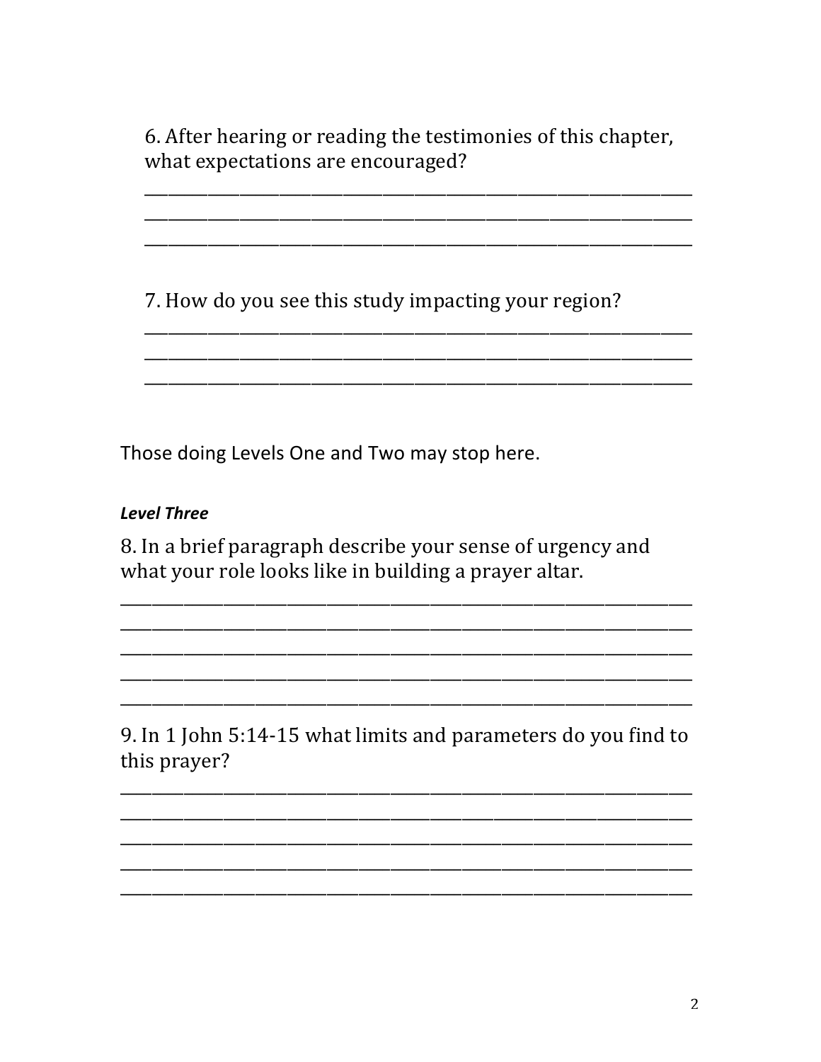6. After hearing or reading the testimonies of this chapter, what expectations are encouraged?

___________________________________________________________________
___________________________________________________________________
___________________________________________________________________

7. How do you see this study impacting your region?

___________________________________________________________________
___________________________________________________________________
___________________________________________________________________

Those doing Levels One and Two may stop here.

***Level Three***

8. In a brief paragraph describe your sense of urgency and what your role looks like in building a prayer altar.

___________________________________________________________________
___________________________________________________________________
___________________________________________________________________
___________________________________________________________________
___________________________________________________________________

9. In 1 John 5:14-15 what limits and parameters do you find to this prayer?

___________________________________________________________________
___________________________________________________________________
___________________________________________________________________
___________________________________________________________________
___________________________________________________________________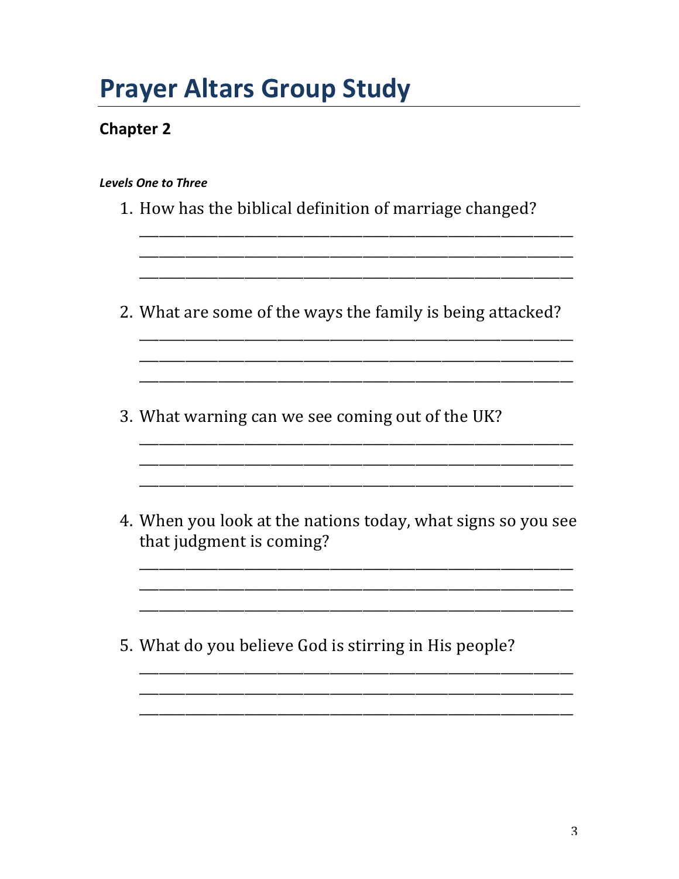# Prayer Altars Group Study

## Chapter 2

***Levels One to Three***

1. How has the biblical definition of marriage changed?

   ______________________________________________________________
   ______________________________________________________________
   ______________________________________________________________

2. What are some of the ways the family is being attacked?

   ______________________________________________________________
   ______________________________________________________________
   ______________________________________________________________

3. What warning can we see coming out of the UK?

   ______________________________________________________________
   ______________________________________________________________
   ______________________________________________________________

4. When you look at the nations today, what signs so you see that judgment is coming?

   ______________________________________________________________
   ______________________________________________________________
   ______________________________________________________________

5. What do you believe God is stirring in His people?

   ______________________________________________________________
   ______________________________________________________________
   ______________________________________________________________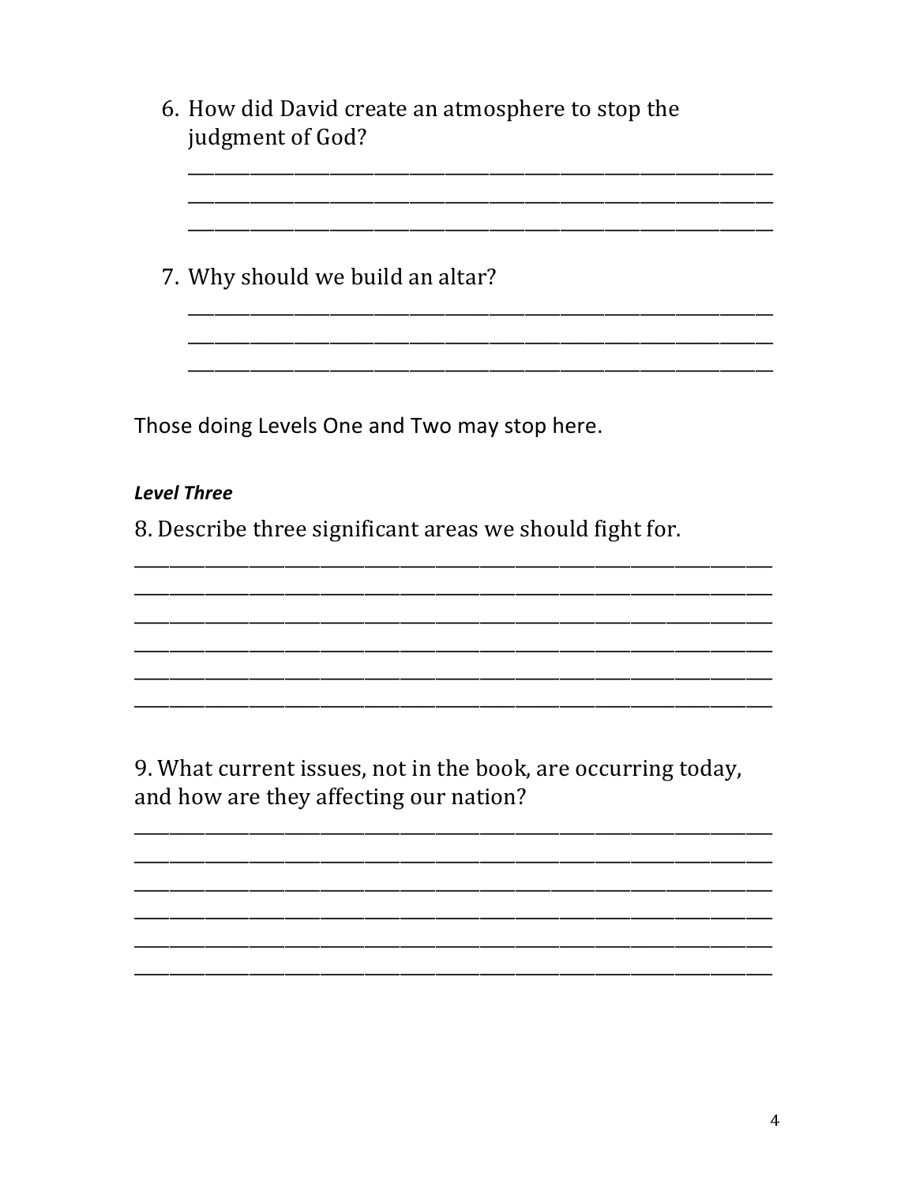6. How did David create an atmosphere to stop the judgment of God?

   ______________________________________________________________
   ______________________________________________________________
   ______________________________________________________________

7. Why should we build an altar?

   ______________________________________________________________
   ______________________________________________________________
   ______________________________________________________________

Those doing Levels One and Two may stop here.

***Level Three***

8. Describe three significant areas we should fight for.

______________________________________________________________
______________________________________________________________
______________________________________________________________
______________________________________________________________
______________________________________________________________
______________________________________________________________

9. What current issues, not in the book, are occurring today, and how are they affecting our nation?

______________________________________________________________
______________________________________________________________
______________________________________________________________
______________________________________________________________
______________________________________________________________
______________________________________________________________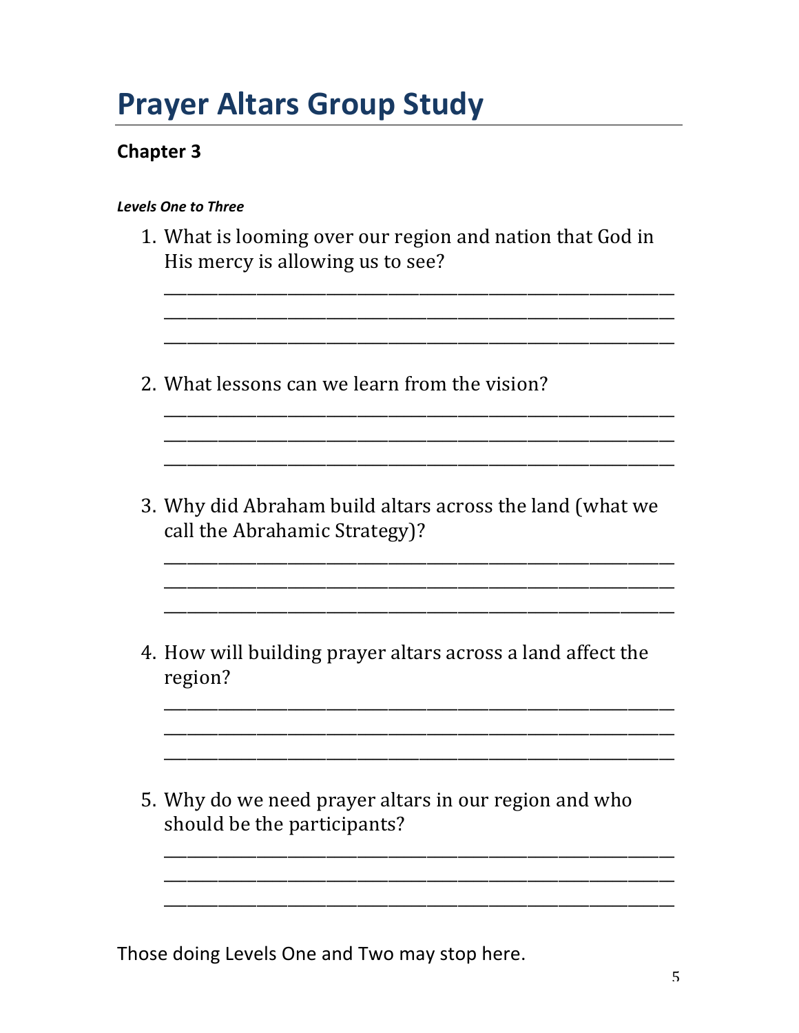# Prayer Altars Group Study

### Chapter 3

***Levels One to Three***

1. What is looming over our region and nation that God in His mercy is allowing us to see?

   ____________________________________________________________
   ____________________________________________________________
   ____________________________________________________________

2. What lessons can we learn from the vision?

   ____________________________________________________________
   ____________________________________________________________
   ____________________________________________________________

3. Why did Abraham build altars across the land (what we call the Abrahamic Strategy)?

   ____________________________________________________________
   ____________________________________________________________
   ____________________________________________________________

4. How will building prayer altars across a land affect the region?

   ____________________________________________________________
   ____________________________________________________________
   ____________________________________________________________

5. Why do we need prayer altars in our region and who should be the participants?

   ____________________________________________________________
   ____________________________________________________________
   ____________________________________________________________

Those doing Levels One and Two may stop here.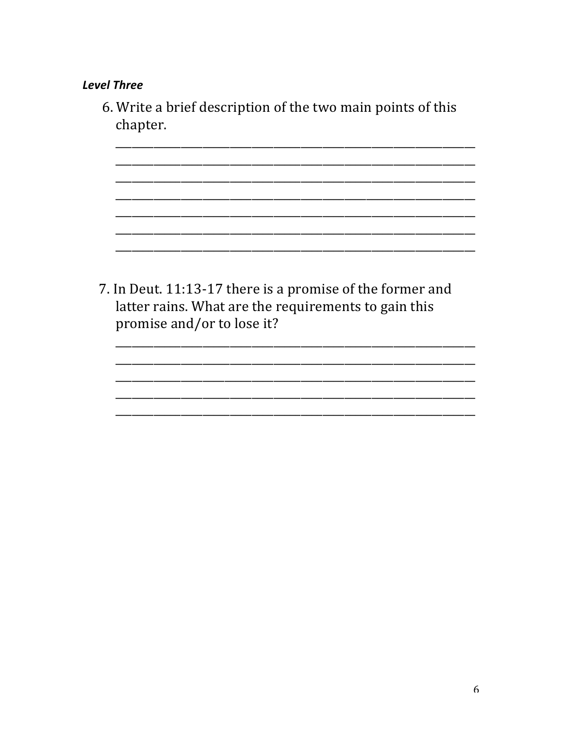***Level Three***

6. Write a brief description of the two main points of this chapter.

___________________________________________________________
___________________________________________________________
___________________________________________________________
___________________________________________________________
___________________________________________________________
___________________________________________________________
___________________________________________________________

7. In Deut. 11:13-17 there is a promise of the former and latter rains. What are the requirements to gain this promise and/or to lose it?

___________________________________________________________
___________________________________________________________
___________________________________________________________
___________________________________________________________
___________________________________________________________